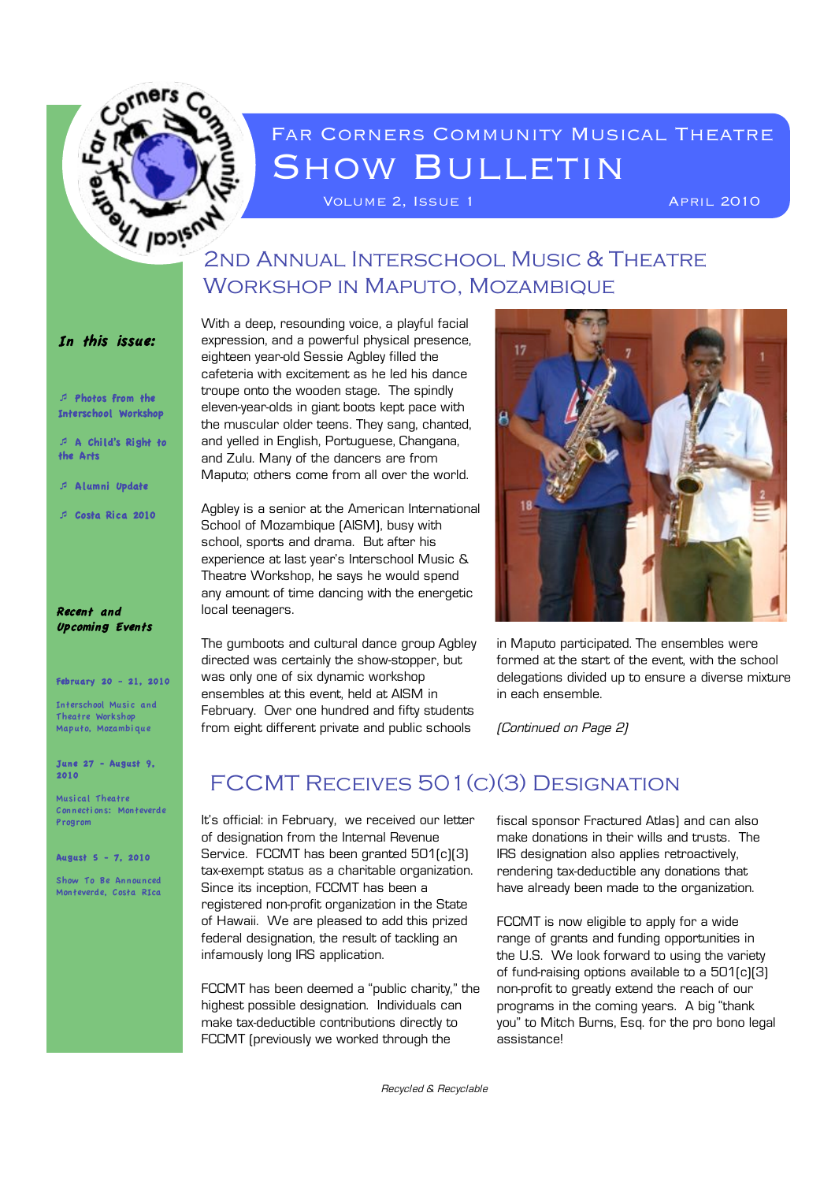# Far Corners Community Musical Theatre

# Show Bulletin

Volume 2, Issue 1 — April 2010

*In this issue:*

- Photos from the Interschool Workshop
- A Child's Right to the Arts
- Alumni Update
- Costa Rica 2010

*Recent and Upcoming Events*

**February 20 - 21, 2010**

Interschool Music and Theatre Workshop
Maputo, Mozambique

**June 27 - August 9, 2010**

Musical Theatre Connections: Monteverde Program

**August 5 - 7, 2010**

Show To Be Announced
Monteverde, Costa RIca

## 2nd Annual Interschool Music & Theatre Workshop in Maputo, Mozambique

With a deep, resounding voice, a playful facial expression, and a powerful physical presence, eighteen year-old Sessie Agbley filled the cafeteria with excitement as he led his dance troupe onto the wooden stage. The spindly eleven-year-olds in giant boots kept pace with the muscular older teens. They sang, chanted, and yelled in English, Portuguese, Changana, and Zulu. Many of the dancers are from Maputo; others come from all over the world.

Agbley is a senior at the American International School of Mozambique (AISM), busy with school, sports and drama. But after his experience at last year's Interschool Music & Theatre Workshop, he says he would spend any amount of time dancing with the energetic local teenagers.

The gumboots and cultural dance group Agbley directed was certainly the show-stopper, but was only one of six dynamic workshop ensembles at this event, held at AISM in February. Over one hundred and fifty students from eight different private and public schools in Maputo participated. The ensembles were formed at the start of the event, with the school delegations divided up to ensure a diverse mixture in each ensemble.

*(Continued on Page 2)*

## FCCMT Receives 501(c)(3) Designation

It's official: in February, we received our letter of designation from the Internal Revenue Service. FCCMT has been granted 501(c)(3) tax-exempt status as a charitable organization. Since its inception, FCCMT has been a registered non-profit organization in the State of Hawaii. We are pleased to add this prized federal designation, the result of tackling an infamously long IRS application.

FCCMT has been deemed a "public charity," the highest possible designation. Individuals can make tax-deductible contributions directly to FCCMT (previously we worked through the fiscal sponsor Fractured Atlas) and can also make donations in their wills and trusts. The IRS designation also applies retroactively, rendering tax-deductible any donations that have already been made to the organization.

FCCMT is now eligible to apply for a wide range of grants and funding opportunities in the U.S. We look forward to using the variety of fund-raising options available to a 501(c)(3) non-profit to greatly extend the reach of our programs in the coming years. A big "thank you" to Mitch Burns, Esq. for the pro bono legal assistance!

*Recycled & Recyclable*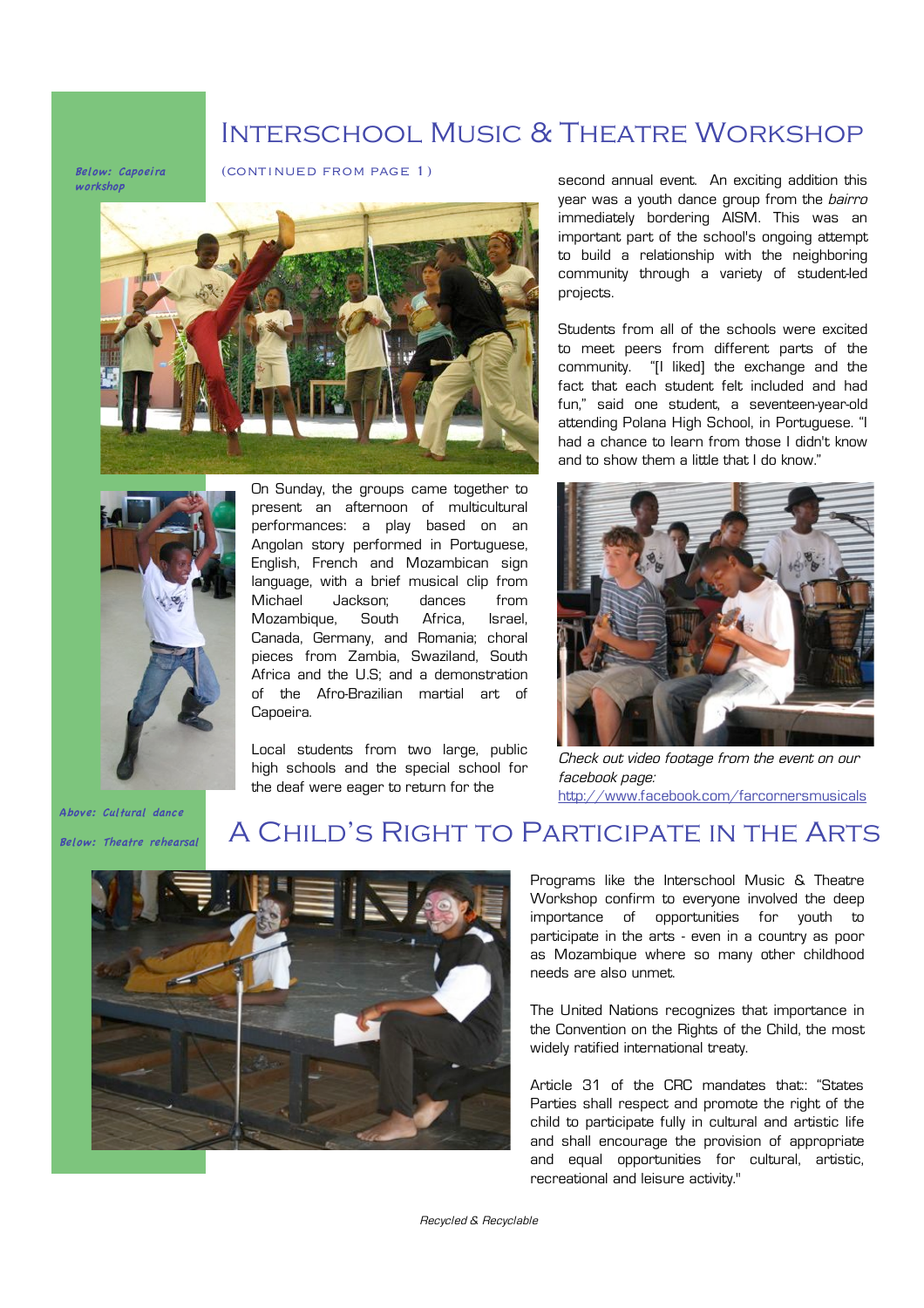# Interschool Music & Theatre Workshop

(CONTINUED FROM PAGE 1)

*Below: Capoeira workshop*

*Above: Cultural dance*

On Sunday, the groups came together to present an afternoon of multicultural performances: a play based on an Angolan story performed in Portuguese, English, French and Mozambican sign language, with a brief musical clip from Michael Jackson; dances from Mozambique, South Africa, Israel, Canada, Germany, and Romania; choral pieces from Zambia, Swaziland, South Africa and the U.S; and a demonstration of the Afro-Brazilian martial art of Capoeira.

Local students from two large, public high schools and the special school for the deaf were eager to return for the second annual event. An exciting addition this year was a youth dance group from the *bairro* immediately bordering AISM. This was an important part of the school's ongoing attempt to build a relationship with the neighboring community through a variety of student-led projects.

Students from all of the schools were excited to meet peers from different parts of the community. "[I liked] the exchange and the fact that each student felt included and had fun," said one student, a seventeen-year-old attending Polana High School, in Portuguese. "I had a chance to learn from those I didn't know and to show them a little that I do know."

*Check out video footage from the event on our facebook page:* http://www.facebook.com/farcornersmusicals

# A Child's Right to Participate in the Arts

*Below: Theatre rehearsal*

Programs like the Interschool Music & Theatre Workshop confirm to everyone involved the deep importance of opportunities for youth to participate in the arts - even in a country as poor as Mozambique where so many other childhood needs are also unmet.

The United Nations recognizes that importance in the Convention on the Rights of the Child, the most widely ratified international treaty.

Article 31 of the CRC mandates that:: "States Parties shall respect and promote the right of the child to participate fully in cultural and artistic life and shall encourage the provision of appropriate and equal opportunities for cultural, artistic, recreational and leisure activity."

*Recycled & Recyclable*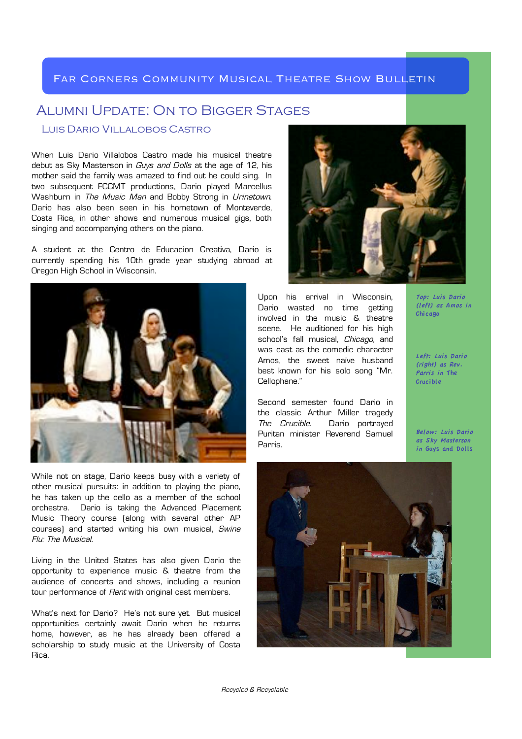# Alumni Update: On to Bigger Stages

## Luis Dario Villalobos Castro

When Luis Dario Villalobos Castro made his musical theatre debut as Sky Masterson in *Guys and Dolls* at the age of 12, his mother said the family was amazed to find out he could sing. In two subsequent FCCMT productions, Dario played Marcellus Washburn in *The Music Man* and Bobby Strong in *Urinetown*. Dario has also been seen in his hometown of Monteverde, Costa Rica, in other shows and numerous musical gigs, both singing and accompanying others on the piano.

A student at the Centro de Educacion Creativa, Dario is currently spending his 10th grade year studying abroad at Oregon High School in Wisconsin.

Upon his arrival in Wisconsin, Dario wasted no time getting involved in the music & theatre scene. He auditioned for his high school's fall musical, *Chicago,* and was cast as the comedic character Amos, the sweet naïve husband best known for his solo song "Mr. Cellophane."

Second semester found Dario in the classic Arthur Miller tragedy *The Crucible.* Dario portrayed Puritan minister Reverend Samuel Parris.

While not on stage, Dario keeps busy with a variety of other musical pursuits: in addition to playing the piano, he has taken up the cello as a member of the school orchestra. Dario is taking the Advanced Placement Music Theory course (along with several other AP courses) and started writing his own musical, *Swine Flu: The Musical*.

Living in the United States has also given Dario the opportunity to experience music & theatre from the audience of concerts and shows, including a reunion tour performance of *Rent* with original cast members.

What's next for Dario? He's not sure yet. But musical opportunities certainly await Dario when he returns home, however, as he has already been offered a scholarship to study music at the University of Costa Rica.

*Top: Luis Dario (left) as Amos in Chicago*

*Left: Luis Dario (right) as Rev. Parris in The Crucible*

*Below: Luis Dario as Sky Masterson in Guys and Dolls*

*Recycled & Recyclable*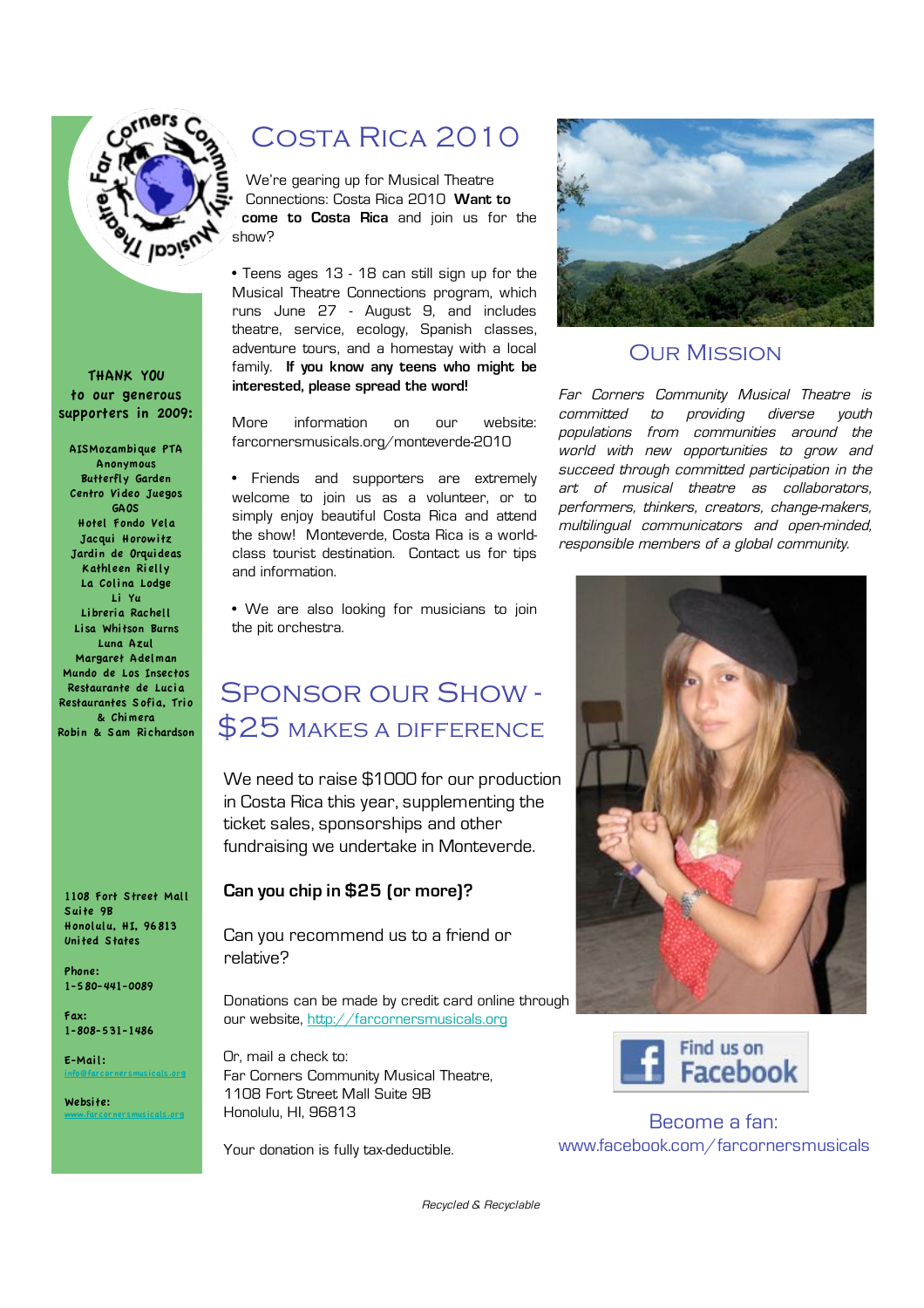# Costa Rica 2010

We're gearing up for Musical Theatre Connections: Costa Rica 2010. **Want to come to Costa Rica** and join us for the show?

- Teens ages 13 - 18 can still sign up for the Musical Theatre Connections program, which runs June 27 - August 9, and includes theatre, service, ecology, Spanish classes, adventure tours, and a homestay with a local family. **If you know any teens who might be interested, please spread the word!**

More information on our website: farcornersmusicals.org/monteverde-2010

- Friends and supporters are extremely welcome to join us as a volunteer, or to simply enjoy beautiful Costa Rica and attend the show! Monteverde, Costa Rica is a world-class tourist destination. Contact us for tips and information.

- We are also looking for musicians to join the pit orchestra.

# Sponsor our Show - $25 makes a difference

We need to raise $1000 for our production in Costa Rica this year, supplementing the ticket sales, sponsorships and other fundraising we undertake in Monteverde.

**Can you chip in $25 (or more)?**

Can you recommend us to a friend or relative?

Donations can be made by credit card online through our website, http://farcornersmusicals.org

Or, mail a check to:
Far Corners Community Musical Theatre,
1108 Fort Street Mall Suite 9B
Honolulu, HI, 96813

Your donation is fully tax-deductible.

# Our Mission

*Far Corners Community Musical Theatre is committed to providing diverse youth populations from communities around the world with new opportunities to grow and succeed through committed participation in the art of musical theatre as collaborators, performers, thinkers, creators, change-makers, multilingual communicators and open-minded, responsible members of a global community.*

Find us on Facebook

Become a fan:
www.facebook.com/farcornersmusicals

**THANK YOU to our generous supporters in 2009:**

AISMozambique PTA
Anonymous
Butterfly Garden
Centro Video Juegos
GAOS
Hotel Fondo Vela
Jacqui Horowitz
Jardin de Orquideas
Kathleen Rielly
La Colina Lodge
Li Yu
Libreria Rachell
Lisa Whitson Burns
Luna Azul
Margaret Adelman
Mundo de Los Insectos
Restaurante de Lucia
Restaurantes Sofia, Trio & Chimera
Robin & Sam Richardson

1108 Fort Street Mall
Suite 9B
Honolulu, HI, 96813
United States

**Phone:**
1-580-441-0089

**Fax:**
1-808-531-1486

**E-Mail:**
info@farcornersmusicals.org

**Website:**
www.farcornersmusicals.org

*Recycled & Recyclable*